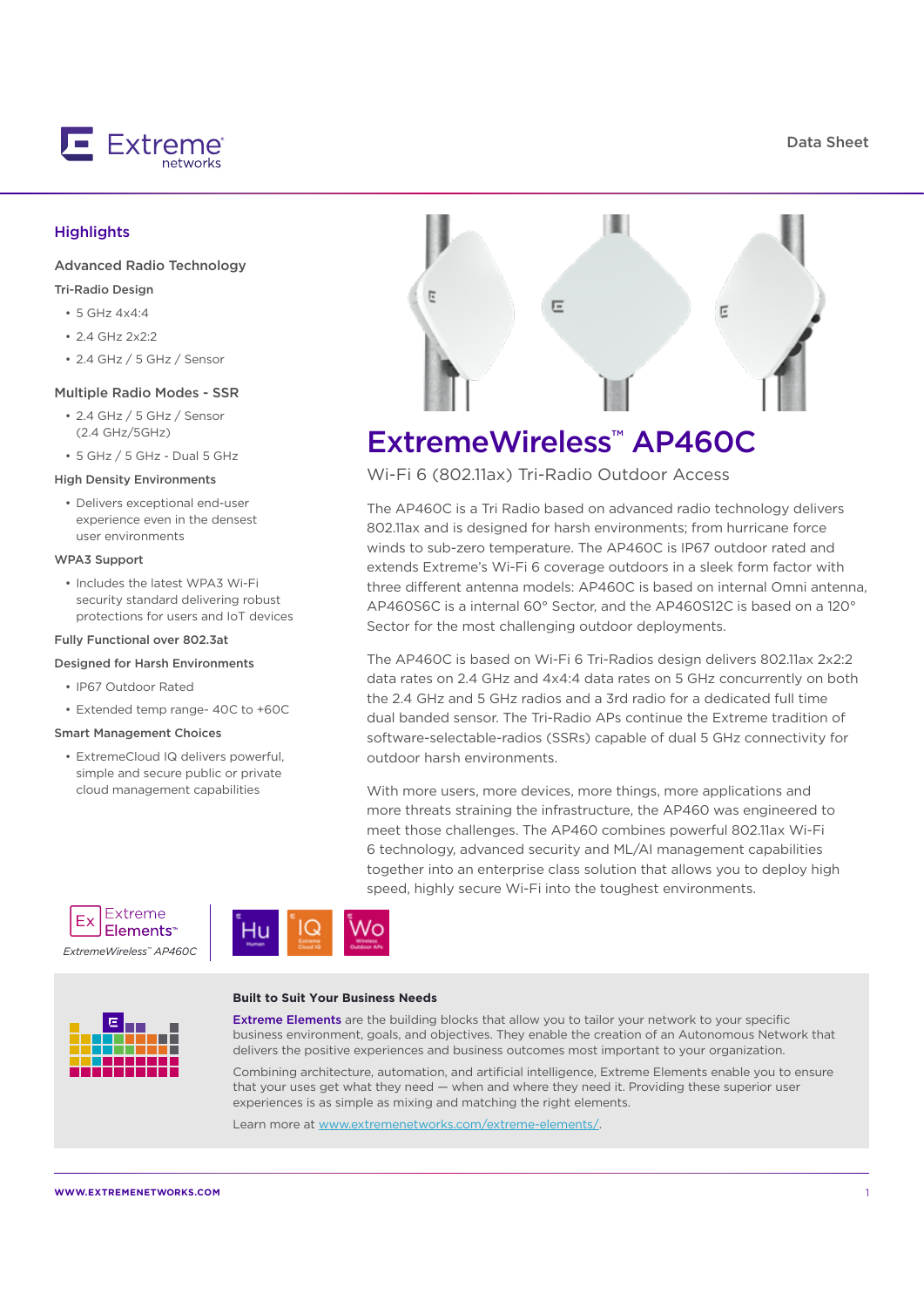Data Sheet

# ExtremeWireless™ AP460C

## Wi-Fi 6 (802.11ax) Tri-Radio Outdoor Access

The AP460C is a Tri Radio based on advanced radio technology delivers 802.11ax and is designed for harsh environments; from hurricane force winds to sub-zero temperature. The AP460C is IP67 outdoor rated and extends Extreme's Wi-Fi 6 coverage outdoors in a sleek form factor with three different antenna models: AP460C is based on internal Omni antenna, AP460S6C is a internal 60° Sector, and the AP460S12C is based on a 120° Sector for the most challenging outdoor deployments.

The AP460C is based on Wi-Fi 6 Tri-Radios design delivers 802.11ax 2x2:2 data rates on 2.4 GHz and 4x4:4 data rates on 5 GHz concurrently on both the 2.4 GHz and 5 GHz radios and a 3rd radio for a dedicated full time dual banded sensor. The Tri-Radio APs continue the Extreme tradition of software-selectable-radios (SSRs) capable of dual 5 GHz connectivity for outdoor harsh environments.

With more users, more devices, more things, more applications and more threats straining the infrastructure, the AP460 was engineered to meet those challenges. The AP460 combines powerful 802.11ax Wi-Fi 6 technology, advanced security and ML/AI management capabilities together into an enterprise class solution that allows you to deploy high speed, highly secure Wi-Fi into the toughest environments.

## Highlights

### Advanced Radio Technology

**Tri-Radio Design**

- 5 GHz 4x4:4
- 2.4 GHz 2x2:2
- 2.4 GHz / 5 GHz / Sensor

### Multiple Radio Modes - SSR

- 2.4 GHz / 5 GHz / Sensor (2.4 GHz/5GHz)
- 5 GHz / 5 GHz - Dual 5 GHz

**High Density Environments**

- Delivers exceptional end-user experience even in the densest user environments

**WPA3 Support**

- Includes the latest WPA3 Wi-Fi security standard delivering robust protections for users and IoT devices

**Fully Functional over 802.3at**

**Designed for Harsh Environments**

- IP67 Outdoor Rated
- Extended temp range- 40C to +60C

**Smart Management Choices**

- ExtremeCloud IQ delivers powerful, simple and secure public or private cloud management capabilities

Ex Extreme Elements™

*ExtremeWireless™ AP460C*

Hu Human | IQ Extreme Cloud IQ | Wo Wireless Outdoor APs

### Built to Suit Your Business Needs

**Extreme Elements** are the building blocks that allow you to tailor your network to your specific business environment, goals, and objectives. They enable the creation of an Autonomous Network that delivers the positive experiences and business outcomes most important to your organization.

Combining architecture, automation, and artificial intelligence, Extreme Elements enable you to ensure that your uses get what they need — when and where they need it. Providing these superior user experiences is as simple as mixing and matching the right elements.

Learn more at www.extremenetworks.com/extreme-elements/.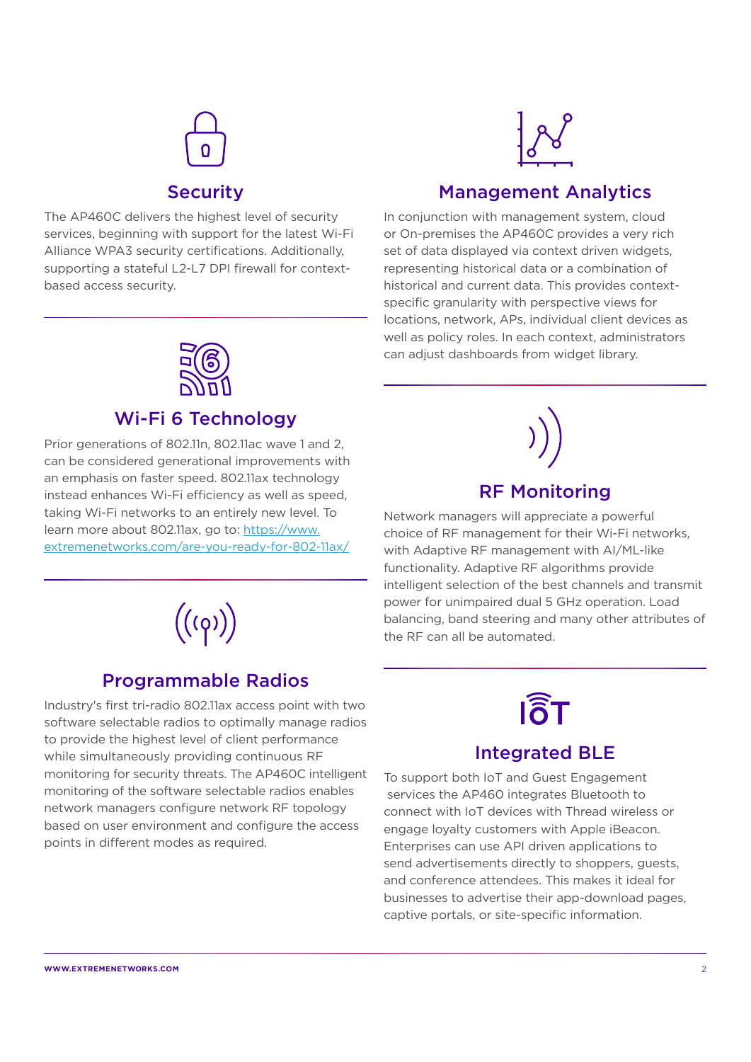## Security

The AP460C delivers the highest level of security services, beginning with support for the latest Wi-Fi Alliance WPA3 security certifications. Additionally, supporting a stateful L2-L7 DPI firewall for context-based access security.

## Wi-Fi 6 Technology

Prior generations of 802.11n, 802.11ac wave 1 and 2, can be considered generational improvements with an emphasis on faster speed. 802.11ax technology instead enhances Wi-Fi efficiency as well as speed, taking Wi-Fi networks to an entirely new level. To learn more about 802.11ax, go to: [https://www.extremenetworks.com/are-you-ready-for-802-11ax/](https://www.extremenetworks.com/are-you-ready-for-802-11ax/)

## Programmable Radios

Industry's first tri-radio 802.11ax access point with two software selectable radios to optimally manage radios to provide the highest level of client performance while simultaneously providing continuous RF monitoring for security threats. The AP460C intelligent monitoring of the software selectable radios enables network managers configure network RF topology based on user environment and configure the access points in different modes as required.

## Management Analytics

In conjunction with management system, cloud or On-premises the AP460C provides a very rich set of data displayed via context driven widgets, representing historical data or a combination of historical and current data. This provides context-specific granularity with perspective views for locations, network, APs, individual client devices as well as policy roles. In each context, administrators can adjust dashboards from widget library.

## RF Monitoring

Network managers will appreciate a powerful choice of RF management for their Wi-Fi networks, with Adaptive RF management with AI/ML-like functionality. Adaptive RF algorithms provide intelligent selection of the best channels and transmit power for unimpaired dual 5 GHz operation. Load balancing, band steering and many other attributes of the RF can all be automated.

## Integrated BLE

To support both IoT and Guest Engagement services the AP460 integrates Bluetooth to connect with IoT devices with Thread wireless or engage loyalty customers with Apple iBeacon. Enterprises can use API driven applications to send advertisements directly to shoppers, guests, and conference attendees. This makes it ideal for businesses to advertise their app-download pages, captive portals, or site-specific information.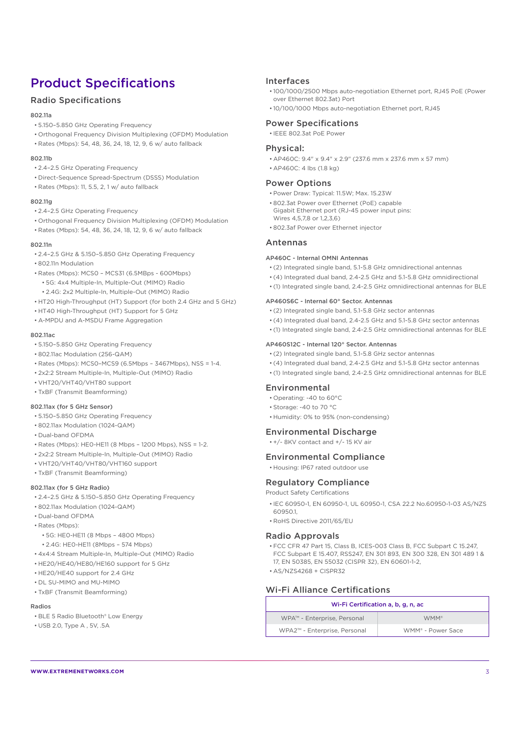# Product Specifications

## Radio Specifications

#### 802.11a

- 5.150–5.850 GHz Operating Frequency
- Orthogonal Frequency Division Multiplexing (OFDM) Modulation
- Rates (Mbps): 54, 48, 36, 24, 18, 12, 9, 6 w/ auto fallback

#### 802.11b

- 2.4–2.5 GHz Operating Frequency
- Direct-Sequence Spread-Spectrum (DSSS) Modulation
- Rates (Mbps): 11, 5.5, 2, 1 w/ auto fallback

#### 802.11g

- 2.4–2.5 GHz Operating Frequency
- Orthogonal Frequency Division Multiplexing (OFDM) Modulation
- Rates (Mbps): 54, 48, 36, 24, 18, 12, 9, 6 w/ auto fallback

#### 802.11n

- 2.4–2.5 GHz & 5.150–5.850 GHz Operating Frequency
- 802.11n Modulation
- Rates (Mbps): MCS0 – MCS31 (6.5MBps - 600Mbps)
  - 5G: 4x4 Multiple-In, Multiple-Out (MIMO) Radio
  - 2.4G: 2x2 Multiple-In, Multiple-Out (MIMO) Radio
- HT20 High-Throughput (HT) Support (for both 2.4 GHz and 5 GHz)
- HT40 High-Throughput (HT) Support for 5 GHz
- A-MPDU and A-MSDU Frame Aggregation

#### 802.11ac

- 5.150–5.850 GHz Operating Frequency
- 802.11ac Modulation (256-QAM)
- Rates (Mbps): MCS0–MCS9 (6.5Mbps – 3467Mbps), NSS = 1-4.
- 2x2:2 Stream Multiple-In, Multiple-Out (MIMO) Radio
- VHT20/VHT40/VHT80 support
- TxBF (Transmit Beamforming)

#### 802.11ax (for 5 GHz Sensor)

- 5.150–5.850 GHz Operating Frequency
- 802.11ax Modulation (1024-QAM)
- Dual-band OFDMA
- Rates (Mbps): HE0-HE11 (8 Mbps – 1200 Mbps), NSS = 1-2.
- 2x2:2 Stream Multiple-In, Multiple-Out (MIMO) Radio
- VHT20/VHT40/VHT80/VHT160 support
- TxBF (Transmit Beamforming)

#### 802.11ax (for 5 GHz Radio)

- 2.4–2.5 GHz & 5.150–5.850 GHz Operating Frequency
- 802.11ax Modulation (1024-QAM)
- Dual-band OFDMA
- Rates (Mbps):
  - 5G: HE0-HE11 (8 Mbps – 4800 Mbps)
  - 2.4G: HE0-HE11 (8Mbps – 574 Mbps)
- 4x4:4 Stream Multiple-In, Multiple-Out (MIMO) Radio
- HE20/HE40/HE80/HE160 support for 5 GHz
- HE20/HE40 support for 2.4 GHz
- DL SU-MIMO and MU-MIMO
- TxBF (Transmit Beamforming)

#### Radios

- BLE 5 Radio Bluetooth® Low Energy
- USB 2.0, Type A , 5V, .5A

## Interfaces

- 100/1000/2500 Mbps auto-negotiation Ethernet port, RJ45 PoE (Power over Ethernet 802.3at) Port
- 10/100/1000 Mbps auto-negotiation Ethernet port, RJ45

## Power Specifications

- IEEE 802.3at PoE Power

## Physical:

- AP460C: 9.4" x 9.4" x 2.9" (237.6 mm x 237.6 mm x 57 mm)
- AP460C: 4 lbs (1.8 kg)

## Power Options

- Power Draw: Typical: 11.5W; Max. 15.23W
- 802.3at Power over Ethernet (PoE) capable Gigabit Ethernet port (RJ-45 power input pins: Wires 4,5,7,8 or 1,2,3,6)
- 802.3af Power over Ethernet injector

## Antennas

#### AP460C - Internal OMNI Antennas

- (2) Integrated single band, 5.1-5.8 GHz omnidirectional antennas
- (4) Integrated dual band, 2.4-2.5 GHz and 5.1-5.8 GHz omnidirectional
- (1) Integrated single band, 2.4-2.5 GHz omnidirectional antennas for BLE

#### AP460S6C - Internal 60° Sector. Antennas

- (2) Integrated single band, 5.1-5.8 GHz sector antennas
- (4) Integrated dual band, 2.4-2.5 GHz and 5.1-5.8 GHz sector antennas
- (1) Integrated single band, 2.4-2.5 GHz omnidirectional antennas for BLE

#### AP460S12C - Internal 120° Sector. Antennas

- (2) Integrated single band, 5.1-5.8 GHz sector antennas
- (4) Integrated dual band, 2.4-2.5 GHz and 5.1-5.8 GHz sector antennas
- (1) Integrated single band, 2.4-2.5 GHz omnidirectional antennas for BLE

## Environmental

- Operating: -40 to 60°C
- Storage: -40 to 70 °C
- Humidity: 0% to 95% (non-condensing)

## Environmental Discharge

- +/- 8KV contact and +/- 15 KV air

## Environmental Compliance

- Housing: IP67 rated outdoor use

## Regulatory Compliance

Product Safety Certifications

- IEC 60950-1, EN 60950-1, UL 60950-1, CSA 22.2 No.60950-1-03 AS/NZS 60950.1,
- RoHS Directive 2011/65/EU

## Radio Approvals

- FCC CFR 47 Part 15, Class B, ICES-003 Class B, FCC Subpart C 15.247, FCC Subpart E 15.407, RSS247, EN 301 893, EN 300 328, EN 301 489 1 & 17, EN 50385, EN 55032 (CISPR 32), EN 60601-1-2,
- AS/NZS4268 + CISPR32

## Wi-Fi Alliance Certifications

| Wi-Fi Certification a, b, g, n, ac | |
|---|---|
| WPA™ - Enterprise, Personal | WMM® |
| WPA2™ - Enterprise, Personal | WMM® - Power Sace |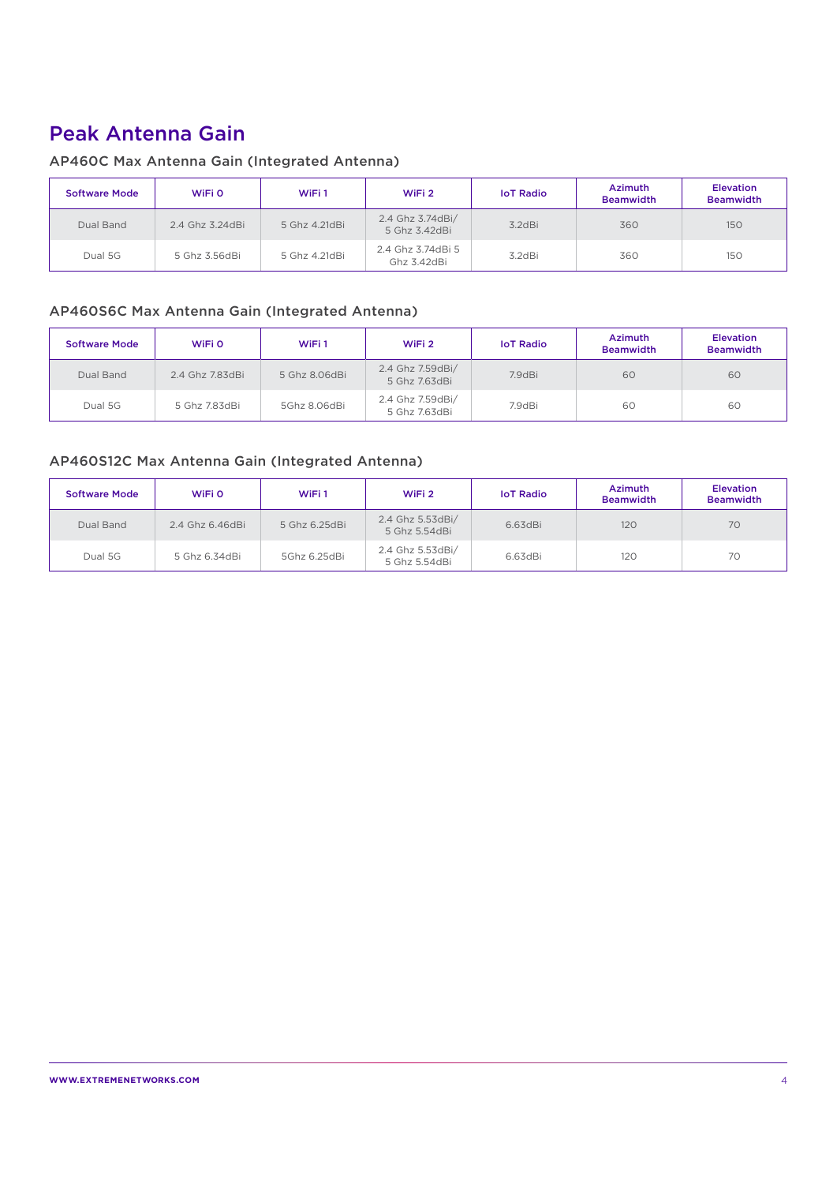# Peak Antenna Gain

## AP460C Max Antenna Gain (Integrated Antenna)

| Software Mode | WiFi 0 | WiFi 1 | WiFi 2 | IoT Radio | Azimuth Beamwidth | Elevation Beamwidth |
|---|---|---|---|---|---|---|
| Dual Band | 2.4 Ghz 3.24dBi | 5 Ghz 4.21dBi | 2.4 Ghz 3.74dBi/ 5 Ghz 3.42dBi | 3.2dBi | 360 | 150 |
| Dual 5G | 5 Ghz 3.56dBi | 5 Ghz 4.21dBi | 2.4 Ghz 3.74dBi 5 Ghz 3.42dBi | 3.2dBi | 360 | 150 |

## AP460S6C Max Antenna Gain (Integrated Antenna)

| Software Mode | WiFi 0 | WiFi 1 | WiFi 2 | IoT Radio | Azimuth Beamwidth | Elevation Beamwidth |
|---|---|---|---|---|---|---|
| Dual Band | 2.4 Ghz 7.83dBi | 5 Ghz 8.06dBi | 2.4 Ghz 7.59dBi/ 5 Ghz 7.63dBi | 7.9dBi | 60 | 60 |
| Dual 5G | 5 Ghz 7.83dBi | 5Ghz 8.06dBi | 2.4 Ghz 7.59dBi/ 5 Ghz 7.63dBi | 7.9dBi | 60 | 60 |

## AP460S12C Max Antenna Gain (Integrated Antenna)

| Software Mode | WiFi 0 | WiFi 1 | WiFi 2 | IoT Radio | Azimuth Beamwidth | Elevation Beamwidth |
|---|---|---|---|---|---|---|
| Dual Band | 2.4 Ghz 6.46dBi | 5 Ghz 6.25dBi | 2.4 Ghz 5.53dBi/ 5 Ghz 5.54dBi | 6.63dBi | 120 | 70 |
| Dual 5G | 5 Ghz 6.34dBi | 5Ghz 6.25dBi | 2.4 Ghz 5.53dBi/ 5 Ghz 5.54dBi | 6.63dBi | 120 | 70 |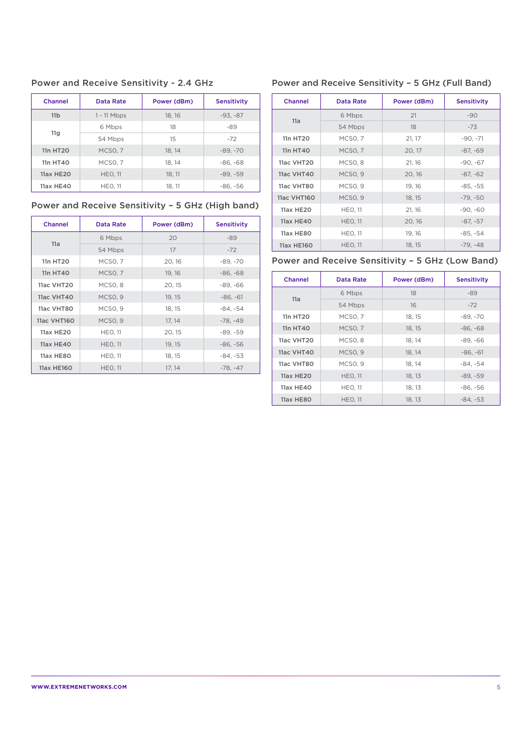## Power and Receive Sensitivity - 2.4 GHz

| Channel | Data Rate | Power (dBm) | Sensitivity |
|---|---|---|---|
| 11b | 1 - 11 Mbps | 18, 16 | -93, -87 |
| 11g | 6 Mbps | 18 | -89 |
| | 54 Mbps | 15 | -72 |
| 11n HT20 | MCS0, 7 | 18, 14 | -89, -70 |
| 11n HT40 | MCS0, 7 | 18, 14 | -86, -68 |
| 11ax HE20 | HE0, 11 | 18, 11 | -89, -59 |
| 11ax HE40 | HE0, 11 | 18, 11 | -86, -56 |

## Power and Receive Sensitivity – 5 GHz (High band)

| Channel | Data Rate | Power (dBm) | Sensitivity |
|---|---|---|---|
| 11a | 6 Mbps | 20 | -89 |
| | 54 Mbps | 17 | -72 |
| 11n HT20 | MCS0, 7 | 20, 16 | -89, -70 |
| 11n HT40 | MCS0, 7 | 19, 16 | -86, -68 |
| 11ac VHT20 | MCS0, 8 | 20, 15 | -89, -66 |
| 11ac VHT40 | MCS0, 9 | 19, 15 | -86, -61 |
| 11ac VHT80 | MCS0, 9 | 18, 15 | -84, -54 |
| 11ac VHT160 | MCS0, 9 | 17, 14 | -78, -49 |
| 11ax HE20 | HE0, 11 | 20, 15 | -89, -59 |
| 11ax HE40 | HE0, 11 | 19, 15 | -86, -56 |
| 11ax HE80 | HE0, 11 | 18, 15 | -84, -53 |
| 11ax HE160 | HE0, 11 | 17, 14 | -78, -47 |

## Power and Receive Sensitivity – 5 GHz (Full Band)

| Channel | Data Rate | Power (dBm) | Sensitivity |
|---|---|---|---|
| 11a | 6 Mbps | 21 | -90 |
| | 54 Mbps | 18 | -73 |
| 11n HT20 | MCS0, 7 | 21, 17 | -90, -71 |
| 11n HT40 | MCS0, 7 | 20, 17 | -87, -69 |
| 11ac VHT20 | MCS0, 8 | 21, 16 | -90, -67 |
| 11ac VHT40 | MCS0, 9 | 20, 16 | -87, -62 |
| 11ac VHT80 | MCS0, 9 | 19, 16 | -85, -55 |
| 11ac VHT160 | MCS0, 9 | 18, 15 | -79, -50 |
| 11ax HE20 | HE0, 11 | 21, 16 | -90, -60 |
| 11ax HE40 | HE0, 11 | 20, 16 | -87, -57 |
| 11ax HE80 | HE0, 11 | 19, 16 | -85, -54 |
| 11ax HE160 | HE0, 11 | 18, 15 | -79, -48 |

## Power and Receive Sensitivity – 5 GHz (Low Band)

| Channel | Data Rate | Power (dBm) | Sensitivity |
|---|---|---|---|
| 11a | 6 Mbps | 18 | -89 |
| | 54 Mbps | 16 | -72 |
| 11n HT20 | MCS0, 7 | 18, 15 | -89, -70 |
| 11n HT40 | MCS0, 7 | 18, 15 | -86, -68 |
| 11ac VHT20 | MCS0, 8 | 18, 14 | -89, -66 |
| 11ac VHT40 | MCS0, 9 | 18, 14 | -86, -61 |
| 11ac VHT80 | MCS0, 9 | 18, 14 | -84, -54 |
| 11ax HE20 | HE0, 11 | 18, 13 | -89, -59 |
| 11ax HE40 | HE0, 11 | 18, 13 | -86, -56 |
| 11ax HE80 | HE0, 11 | 18, 13 | -84, -53 |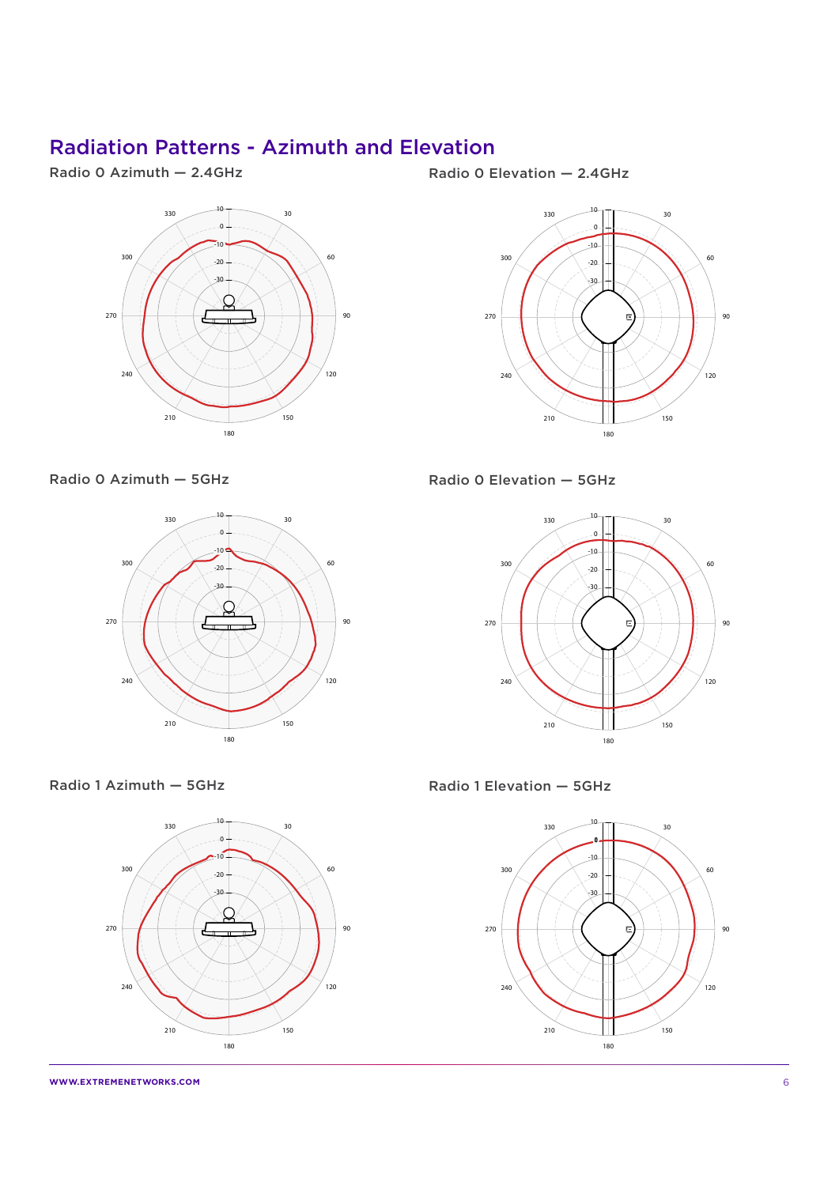## Radiation Patterns - Azimuth and Elevation

Radio 0 Azimuth — 2.4GHz

Radio 0 Elevation — 2.4GHz

Radio 0 Azimuth — 5GHz

Radio 0 Elevation — 5GHz

Radio 1 Azimuth — 5GHz

Radio 1 Elevation — 5GHz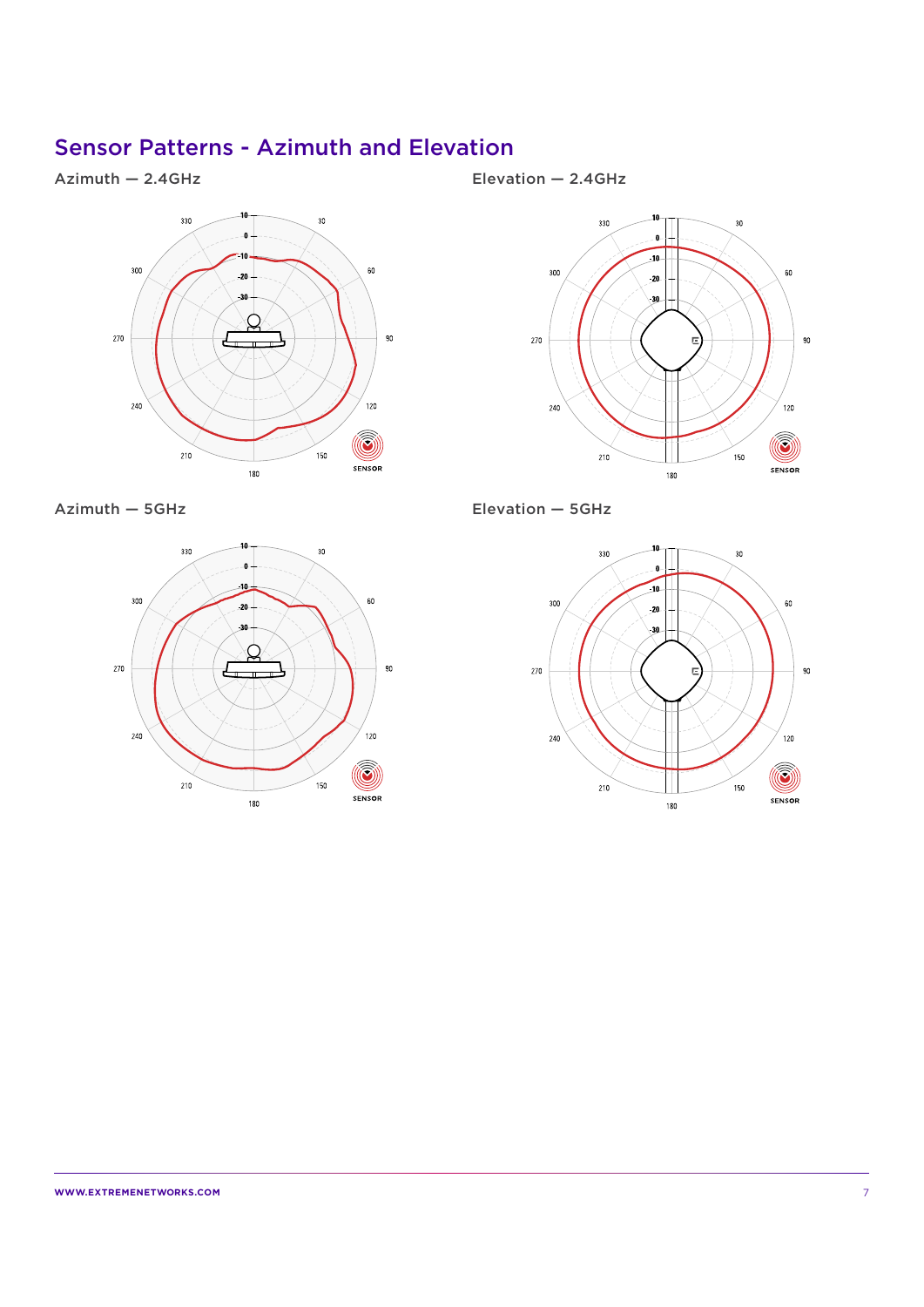## Sensor Patterns - Azimuth and Elevation

Azimuth — 2.4GHz

Elevation — 2.4GHz

Azimuth — 5GHz

Elevation — 5GHz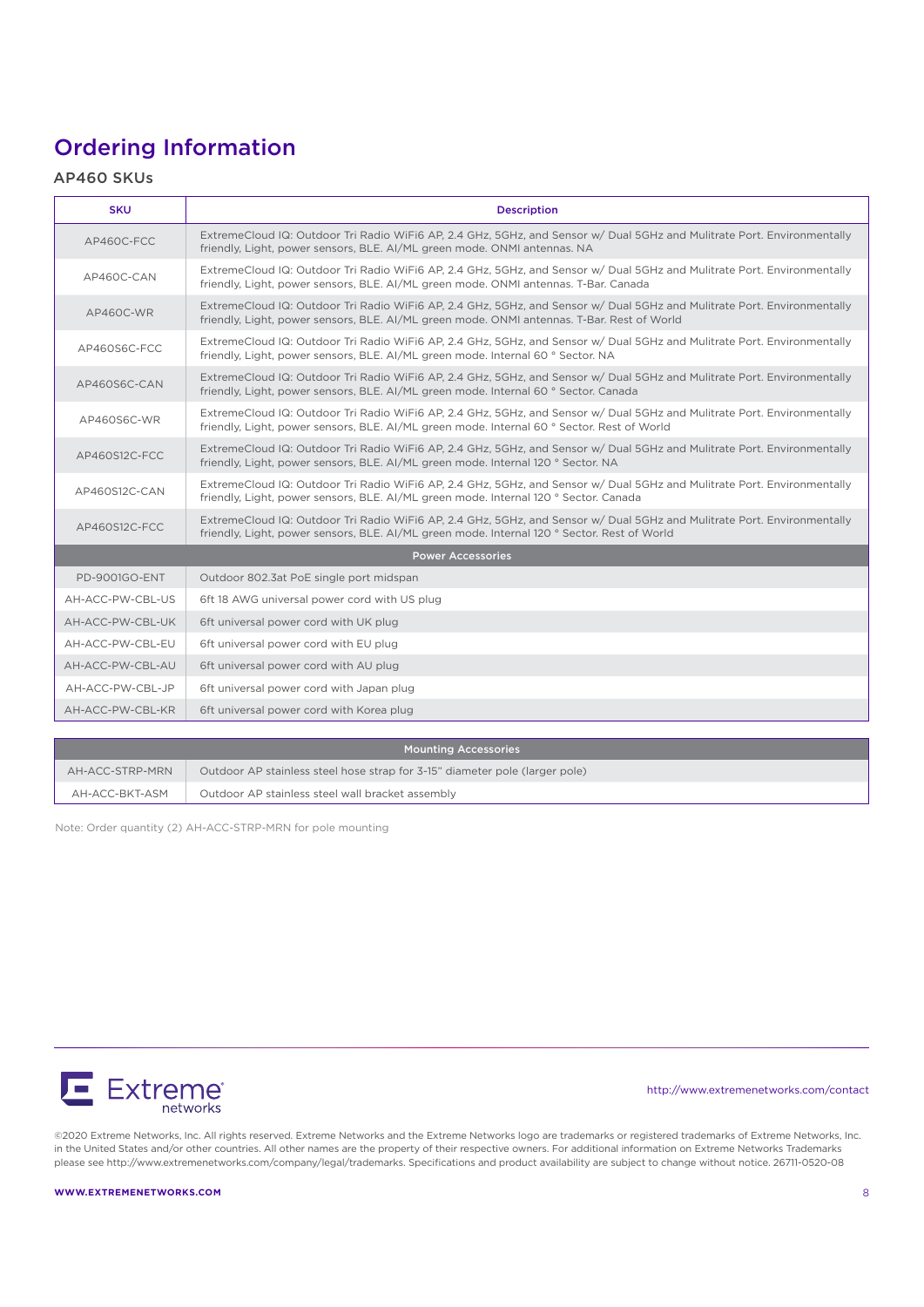# Ordering Information

## AP460 SKUs

| SKU | Description |
|---|---|
| AP460C-FCC | ExtremeCloud IQ: Outdoor Tri Radio WiFi6 AP, 2.4 GHz, 5GHz, and Sensor w/ Dual 5GHz and Mulitrate Port. Environmentally friendly, Light, power sensors, BLE. AI/ML green mode. ONMI antennas. NA |
| AP460C-CAN | ExtremeCloud IQ: Outdoor Tri Radio WiFi6 AP, 2.4 GHz, 5GHz, and Sensor w/ Dual 5GHz and Mulitrate Port. Environmentally friendly, Light, power sensors, BLE. AI/ML green mode. ONMI antennas. T-Bar. Canada |
| AP460C-WR | ExtremeCloud IQ: Outdoor Tri Radio WiFi6 AP, 2.4 GHz, 5GHz, and Sensor w/ Dual 5GHz and Mulitrate Port. Environmentally friendly, Light, power sensors, BLE. AI/ML green mode. ONMI antennas. T-Bar. Rest of World |
| AP460S6C-FCC | ExtremeCloud IQ: Outdoor Tri Radio WiFi6 AP, 2.4 GHz, 5GHz, and Sensor w/ Dual 5GHz and Mulitrate Port. Environmentally friendly, Light, power sensors, BLE. AI/ML green mode. Internal 60 ° Sector. NA |
| AP460S6C-CAN | ExtremeCloud IQ: Outdoor Tri Radio WiFi6 AP, 2.4 GHz, 5GHz, and Sensor w/ Dual 5GHz and Mulitrate Port. Environmentally friendly, Light, power sensors, BLE. AI/ML green mode. Internal 60 ° Sector. Canada |
| AP460S6C-WR | ExtremeCloud IQ: Outdoor Tri Radio WiFi6 AP, 2.4 GHz, 5GHz, and Sensor w/ Dual 5GHz and Mulitrate Port. Environmentally friendly, Light, power sensors, BLE. AI/ML green mode. Internal 60 ° Sector. Rest of World |
| AP460S12C-FCC | ExtremeCloud IQ: Outdoor Tri Radio WiFi6 AP, 2.4 GHz, 5GHz, and Sensor w/ Dual 5GHz and Mulitrate Port. Environmentally friendly, Light, power sensors, BLE. AI/ML green mode. Internal 120 ° Sector. NA |
| AP460S12C-CAN | ExtremeCloud IQ: Outdoor Tri Radio WiFi6 AP, 2.4 GHz, 5GHz, and Sensor w/ Dual 5GHz and Mulitrate Port. Environmentally friendly, Light, power sensors, BLE. AI/ML green mode. Internal 120 ° Sector. Canada |
| AP460S12C-FCC | ExtremeCloud IQ: Outdoor Tri Radio WiFi6 AP, 2.4 GHz, 5GHz, and Sensor w/ Dual 5GHz and Mulitrate Port. Environmentally friendly, Light, power sensors, BLE. AI/ML green mode. Internal 120 ° Sector. Rest of World |
| **Power Accessories** | |
| PD-9001GO-ENT | Outdoor 802.3at PoE single port midspan |
| AH-ACC-PW-CBL-US | 6ft 18 AWG universal power cord with US plug |
| AH-ACC-PW-CBL-UK | 6ft universal power cord with UK plug |
| AH-ACC-PW-CBL-EU | 6ft universal power cord with EU plug |
| AH-ACC-PW-CBL-AU | 6ft universal power cord with AU plug |
| AH-ACC-PW-CBL-JP | 6ft universal power cord with Japan plug |
| AH-ACC-PW-CBL-KR | 6ft universal power cord with Korea plug |

| Mounting Accessories | |
|---|---|
| AH-ACC-STRP-MRN | Outdoor AP stainless steel hose strap for 3-15" diameter pole (larger pole) |
| AH-ACC-BKT-ASM | Outdoor AP stainless steel wall bracket assembly |

Note: Order quantity (2) AH-ACC-STRP-MRN for pole mounting

http://www.extremenetworks.com/contact

©2020 Extreme Networks, Inc. All rights reserved. Extreme Networks and the Extreme Networks logo are trademarks or registered trademarks of Extreme Networks, Inc. in the United States and/or other countries. All other names are the property of their respective owners. For additional information on Extreme Networks Trademarks please see http://www.extremenetworks.com/company/legal/trademarks. Specifications and product availability are subject to change without notice. 26711-0520-08